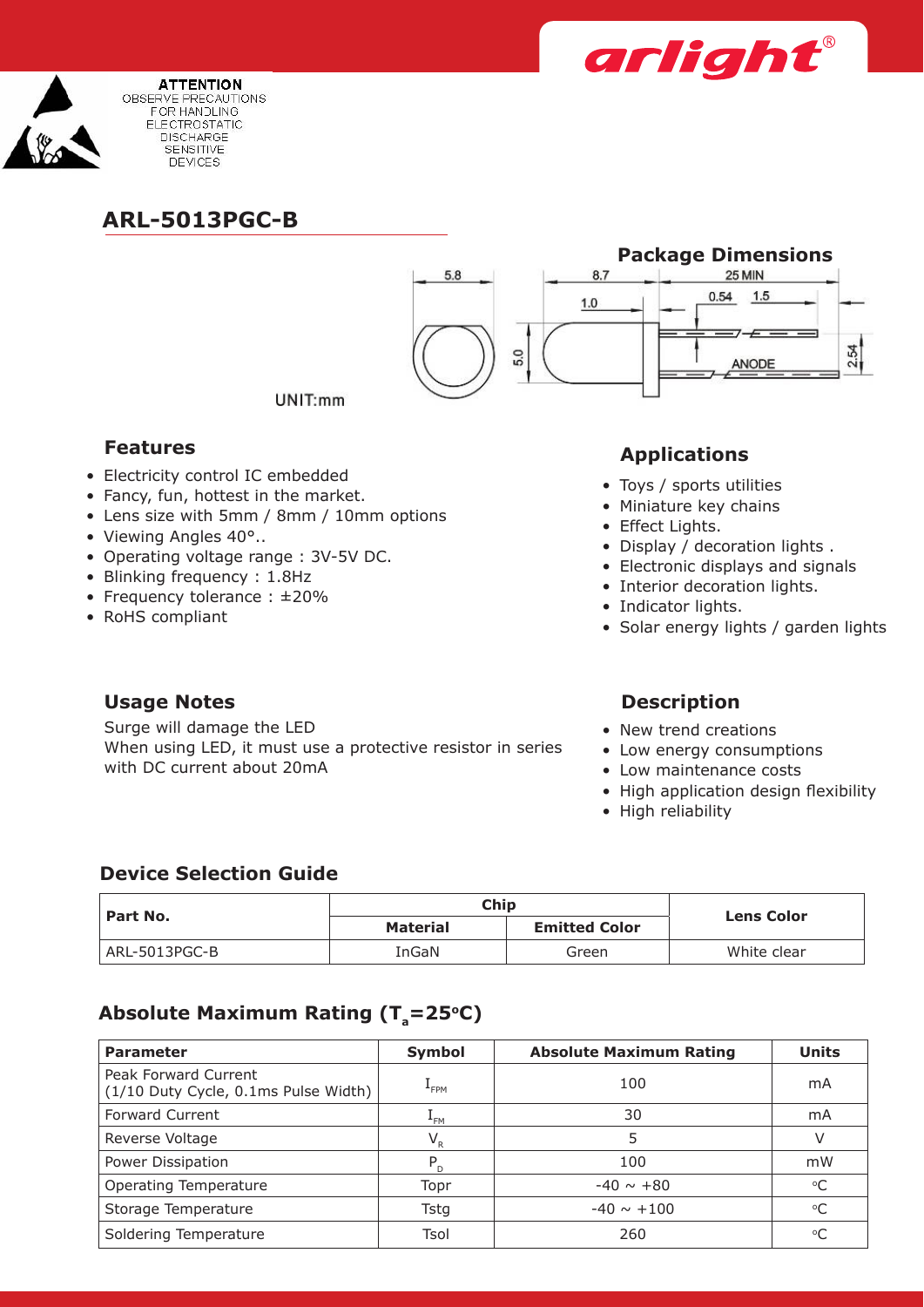ATTENTION
OBSERVE PRECAUTIONS
FOR HANDLING
ELECTROSTATIC
DISCHARGE
SENSITIVE
DEVICES

# ARL-5013PGC-B

## Package Dimensions

UNIT:mm

## Features

- Electricity control IC embedded
- Fancy, fun, hottest in the market.
- Lens size with 5mm / 8mm / 10mm options
- Viewing Angles 40°..
- Operating voltage range : 3V-5V DC.
- Blinking frequency : 1.8Hz
- Frequency tolerance : ±20%
- RoHS compliant

## Applications

- Toys / sports utilities
- Miniature key chains
- Effect Lights.
- Display / decoration lights .
- Electronic displays and signals
- Interior decoration lights.
- Indicator lights.
- Solar energy lights / garden lights

## Usage Notes

Surge will damage the LED
When using LED, it must use a protective resistor in series with DC current about 20mA

## Description

- New trend creations
- Low energy consumptions
- Low maintenance costs
- High application design flexibility
- High reliability

## Device Selection Guide

| Part No. | Chip | | Lens Color |
|---|---|---|---|
| | Material | Emitted Color | |
| ARL-5013PGC-B | InGaN | Green | White clear |

## Absolute Maximum Rating ($T_a$=25°C)

| Parameter | Symbol | Absolute Maximum Rating | Units |
|---|---|---|---|
| Peak Forward Current (1/10 Duty Cycle, 0.1ms Pulse Width) | $I_{FPM}$ | 100 | mA |
| Forward Current | $I_{FM}$ | 30 | mA |
| Reverse Voltage | $V_R$ | 5 | V |
| Power Dissipation | $P_D$ | 100 | mW |
| Operating Temperature | Topr | -40 ~ +80 | °C |
| Storage Temperature | Tstg | -40 ~ +100 | °C |
| Soldering Temperature | Tsol | 260 | °C |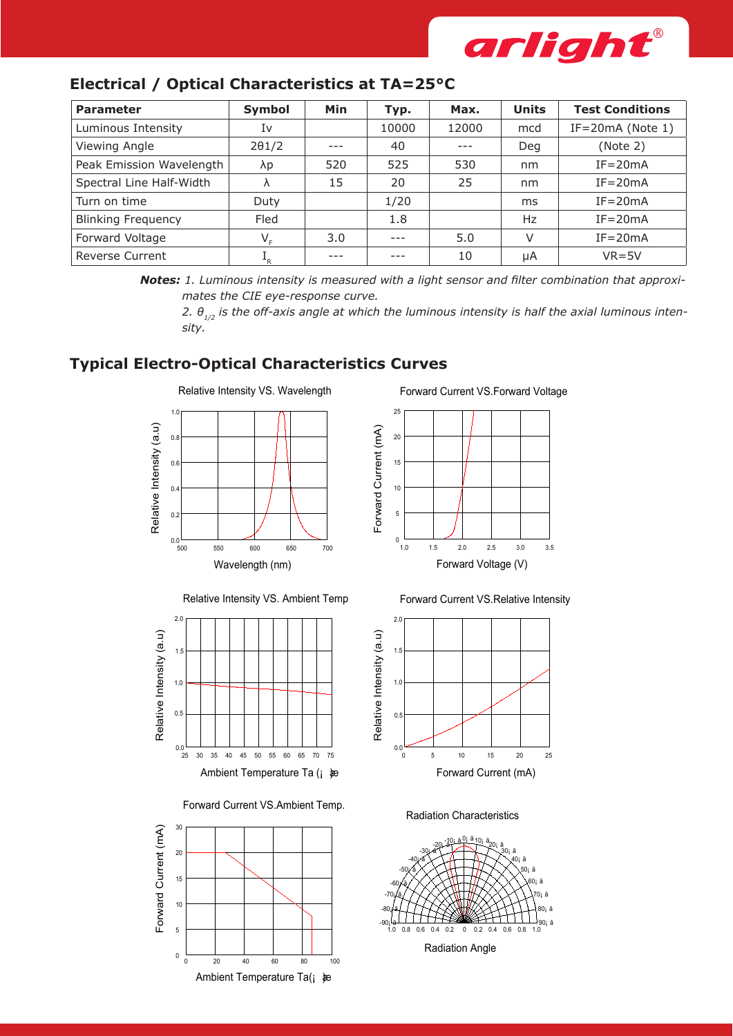## Electrical / Optical Characteristics at TA=25°C

| Parameter | Symbol | Min | Typ. | Max. | Units | Test Conditions |
|---|---|---|---|---|---|---|
| Luminous Intensity | Iv | | 10000 | 12000 | mcd | IF=20mA (Note 1) |
| Viewing Angle | 2θ1/2 | --- | 40 | --- | Deg | (Note 2) |
| Peak Emission Wavelength | λp | 520 | 525 | 530 | nm | IF=20mA |
| Spectral Line Half-Width | λ | 15 | 20 | 25 | nm | IF=20mA |
| Turn on time | Duty | | 1/20 | | ms | IF=20mA |
| Blinking Frequency | Fled | | 1.8 | | Hz | IF=20mA |
| Forward Voltage | $V_F$ | 3.0 | --- | 5.0 | V | IF=20mA |
| Reverse Current | $I_R$ | --- | --- | 10 | μA | VR=5V |

***Notes:*** *1. Luminous intensity is measured with a light sensor and filter combination that approximates the CIE eye-response curve.*

*2. $\theta_{1/2}$ is the off-axis angle at which the luminous intensity is half the axial luminous intensity.*

## Typical Electro-Optical Characteristics Curves

Relative Intensity VS. Wavelength
Relative Intensity (a.u)
1.0
0.8
0.6
0.4
0.2
0.0
500 550 600 650 700
Wavelength (nm)

Forward Current VS.Forward Voltage
Forward Current (mA)
25
20
15
10
5
0
1.0 1.5 2.0 2.5 3.0 3.5
Forward Voltage (V)

Relative Intensity VS. Ambient Temp
Relative Intensity (a.u)
2.0
1.5
1.0
0.5
0.0
25 30 35 40 45 50 55 60 65 70 75
Ambient Temperature Ta (¡ æ

Forward Current VS.Relative Intensity
Relative Intensity (a.u)
2.0
1.5
1.0
0.5
0.0
0 5 10 15 20 25
Forward Current (mA)

Forward Current VS.Ambient Temp.
Forward Current (mA)
30
20
15
10
5
0
0 20 40 60 80 100
Ambient Temperature Ta(¡ æ

Radiation Characteristics
0¡ ã 10¡ ã 20¡ ã 30¡ ã 40¡ ã 50¡ ã 60¡ ã 70¡ ã 80¡ ã 90¡ ã
-10¡ ã -20¡ ã -30¡ ã -40¡ ã -50¡ ã -60¡ ã -70¡ ã -80¡ ã -90¡ ã
1.0 0.8 0.6 0.4 0.2 0 0.2 0.4 0.6 0.8 1.0
Radiation Angle